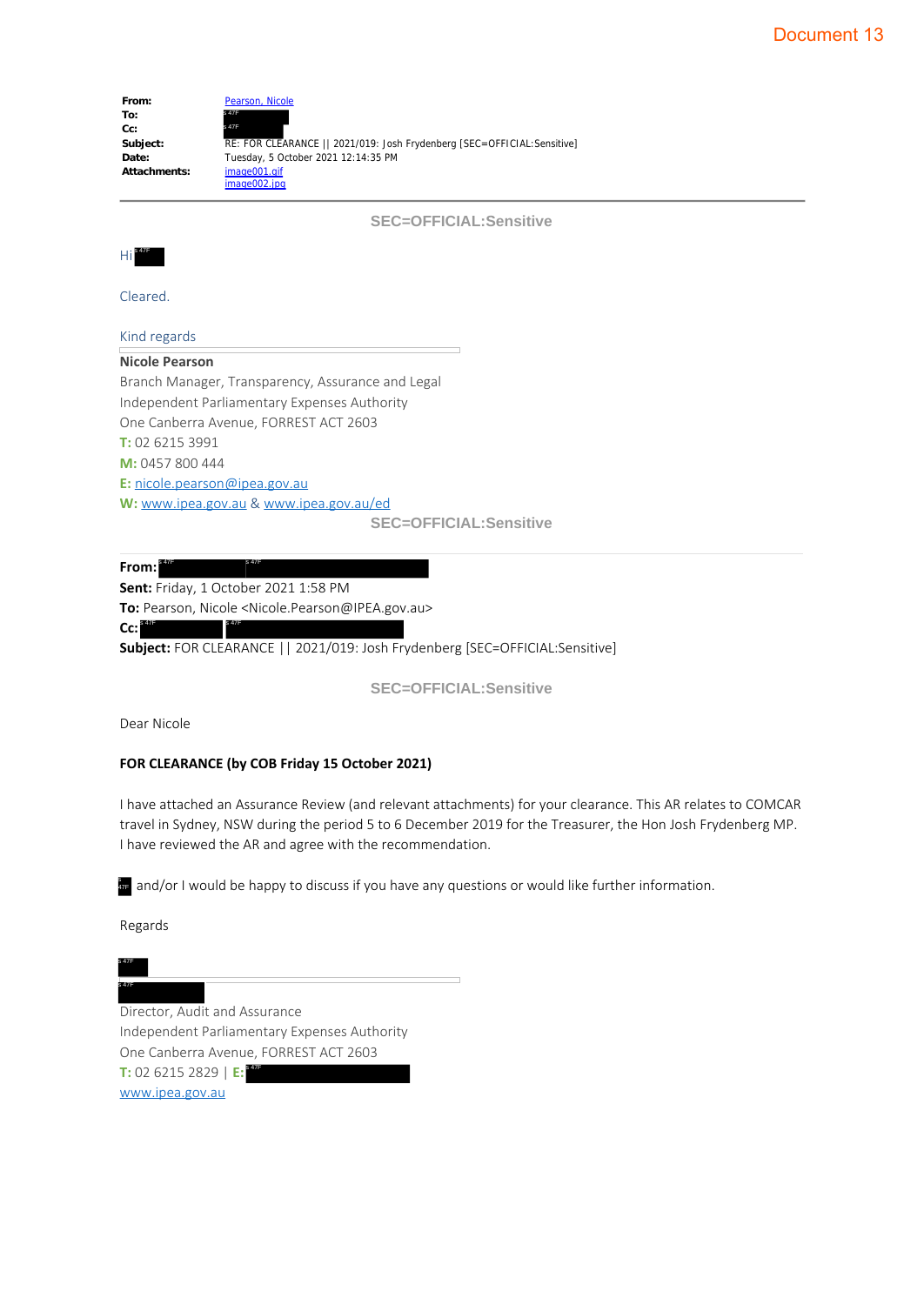Document 13

| | |
|---|---|
| **From:** | Pearson, Nicole |
| **To:** | s 47F |
| **Cc:** | s 47F |
| **Subject:** | RE: FOR CLEARANCE \|\| 2021/019: Josh Frydenberg [SEC=OFFICIAL:Sensitive] |
| **Date:** | Tuesday, 5 October 2021 12:14:35 PM |
| **Attachments:** | image001.gif<br>image002.jpg |

SEC=OFFICIAL:Sensitive

Hi s 47F

Cleared.

Kind regards

**Nicole Pearson**
Branch Manager, Transparency, Assurance and Legal
Independent Parliamentary Expenses Authority
One Canberra Avenue, FORREST ACT 2603
**T:** 02 6215 3991
**M:** 0457 800 444
**E:** nicole.pearson@ipea.gov.au
**W:** www.ipea.gov.au & www.ipea.gov.au/ed

SEC=OFFICIAL:Sensitive

**From:** s 47F s 47F
**Sent:** Friday, 1 October 2021 1:58 PM
**To:** Pearson, Nicole <Nicole.Pearson@IPEA.gov.au>
**Cc:** s 47F s 47F
**Subject:** FOR CLEARANCE || 2021/019: Josh Frydenberg [SEC=OFFICIAL:Sensitive]

SEC=OFFICIAL:Sensitive

Dear Nicole

**FOR CLEARANCE (by COB Friday 15 October 2021)**

I have attached an Assurance Review (and relevant attachments) for your clearance. This AR relates to COMCAR travel in Sydney, NSW during the period 5 to 6 December 2019 for the Treasurer, the Hon Josh Frydenberg MP. I have reviewed the AR and agree with the recommendation.

s 47F and/or I would be happy to discuss if you have any questions or would like further information.

Regards

s 47F
s 47F
Director, Audit and Assurance
Independent Parliamentary Expenses Authority
One Canberra Avenue, FORREST ACT 2603
**T:** 02 6215 2829 | **E:** s 47F
www.ipea.gov.au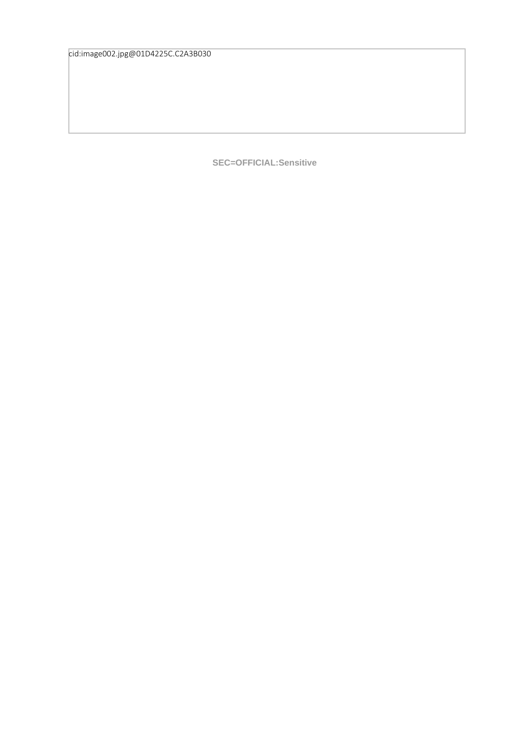cid:image002.jpg@01D4225C.C2A3B030

**SEC=OFFICIAL:Sensitive**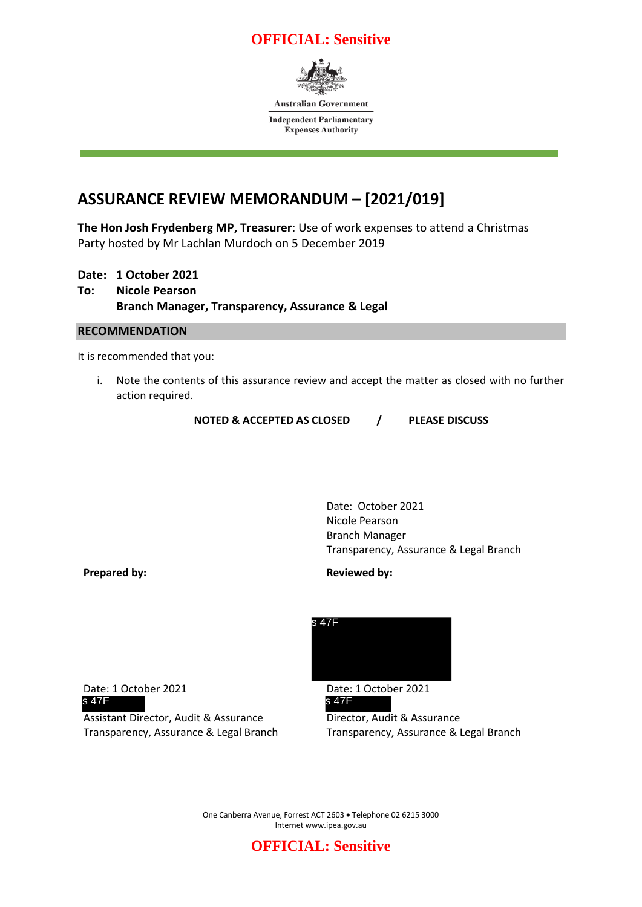**OFFICIAL: Sensitive**

Australian Government

Independent Parliamentary Expenses Authority

# ASSURANCE REVIEW MEMORANDUM – [2021/019]

**The Hon Josh Frydenberg MP, Treasurer**: Use of work expenses to attend a Christmas Party hosted by Mr Lachlan Murdoch on 5 December 2019

**Date:** **1 October 2021**
**To:** **Nicole Pearson**
**Branch Manager, Transparency, Assurance & Legal**

## RECOMMENDATION

It is recommended that you:

i. Note the contents of this assurance review and accept the matter as closed with no further action required.

**NOTED & ACCEPTED AS CLOSED / PLEASE DISCUSS**

Date: October 2021
Nicole Pearson
Branch Manager
Transparency, Assurance & Legal Branch

**Prepared by:**

Date: 1 October 2021
s 47F
Assistant Director, Audit & Assurance
Transparency, Assurance & Legal Branch

**Reviewed by:**

s 47F

Date: 1 October 2021
s 47F
Director, Audit & Assurance
Transparency, Assurance & Legal Branch

One Canberra Avenue, Forrest ACT 2603 • Telephone 02 6215 3000
Internet www.ipea.gov.au

**OFFICIAL: Sensitive**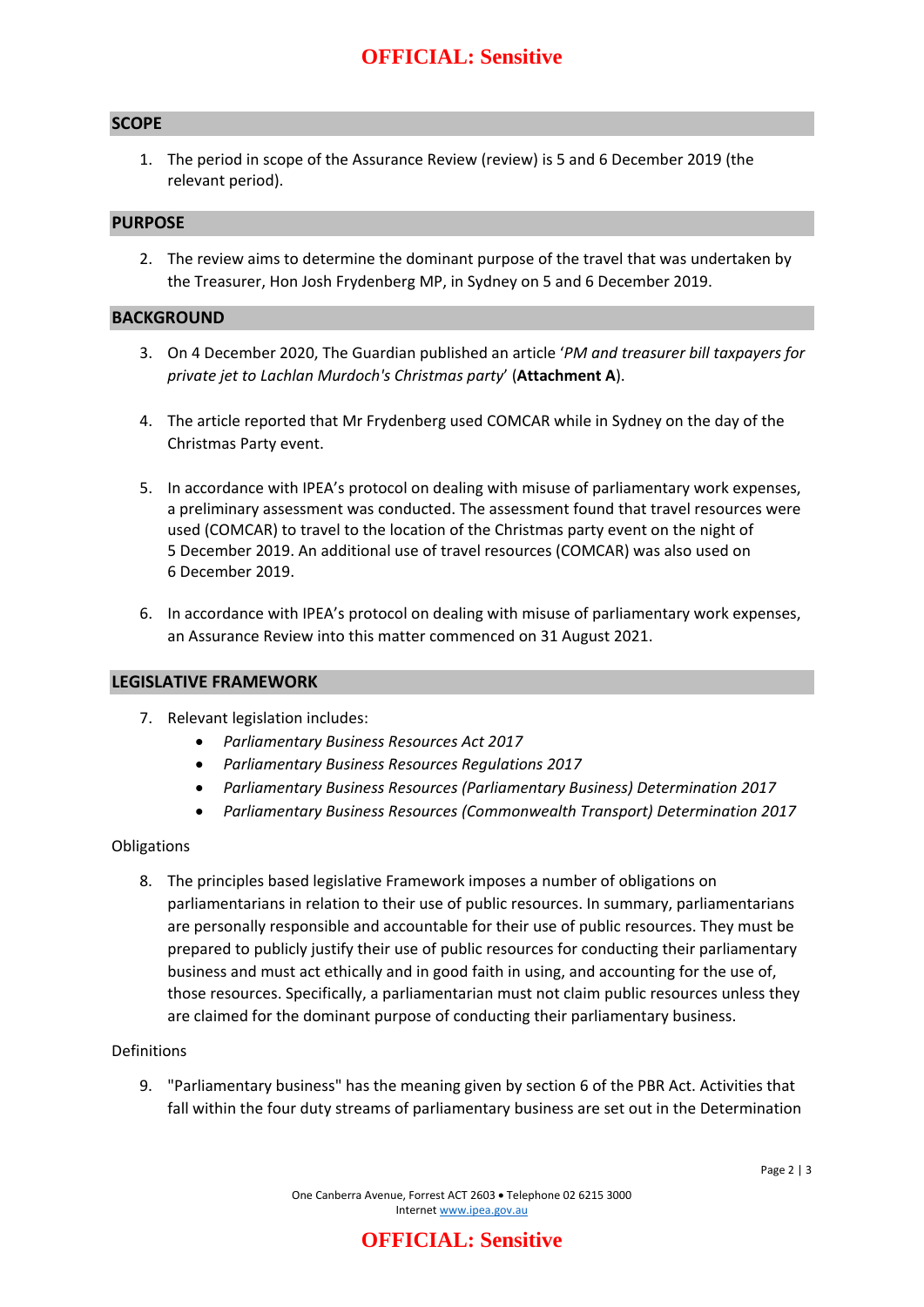## SCOPE

1. The period in scope of the Assurance Review (review) is 5 and 6 December 2019 (the relevant period).

## PURPOSE

2. The review aims to determine the dominant purpose of the travel that was undertaken by the Treasurer, Hon Josh Frydenberg MP, in Sydney on 5 and 6 December 2019.

## BACKGROUND

3. On 4 December 2020, The Guardian published an article '*PM and treasurer bill taxpayers for private jet to Lachlan Murdoch's Christmas party*' (**Attachment A**).

4. The article reported that Mr Frydenberg used COMCAR while in Sydney on the day of the Christmas Party event.

5. In accordance with IPEA's protocol on dealing with misuse of parliamentary work expenses, a preliminary assessment was conducted. The assessment found that travel resources were used (COMCAR) to travel to the location of the Christmas party event on the night of 5 December 2019. An additional use of travel resources (COMCAR) was also used on 6 December 2019.

6. In accordance with IPEA's protocol on dealing with misuse of parliamentary work expenses, an Assurance Review into this matter commenced on 31 August 2021.

## LEGISLATIVE FRAMEWORK

7. Relevant legislation includes:
   - *Parliamentary Business Resources Act 2017*
   - *Parliamentary Business Resources Regulations 2017*
   - *Parliamentary Business Resources (Parliamentary Business) Determination 2017*
   - *Parliamentary Business Resources (Commonwealth Transport) Determination 2017*

Obligations

8. The principles based legislative Framework imposes a number of obligations on parliamentarians in relation to their use of public resources. In summary, parliamentarians are personally responsible and accountable for their use of public resources. They must be prepared to publicly justify their use of public resources for conducting their parliamentary business and must act ethically and in good faith in using, and accounting for the use of, those resources. Specifically, a parliamentarian must not claim public resources unless they are claimed for the dominant purpose of conducting their parliamentary business.

Definitions

9. "Parliamentary business" has the meaning given by section 6 of the PBR Act. Activities that fall within the four duty streams of parliamentary business are set out in the Determination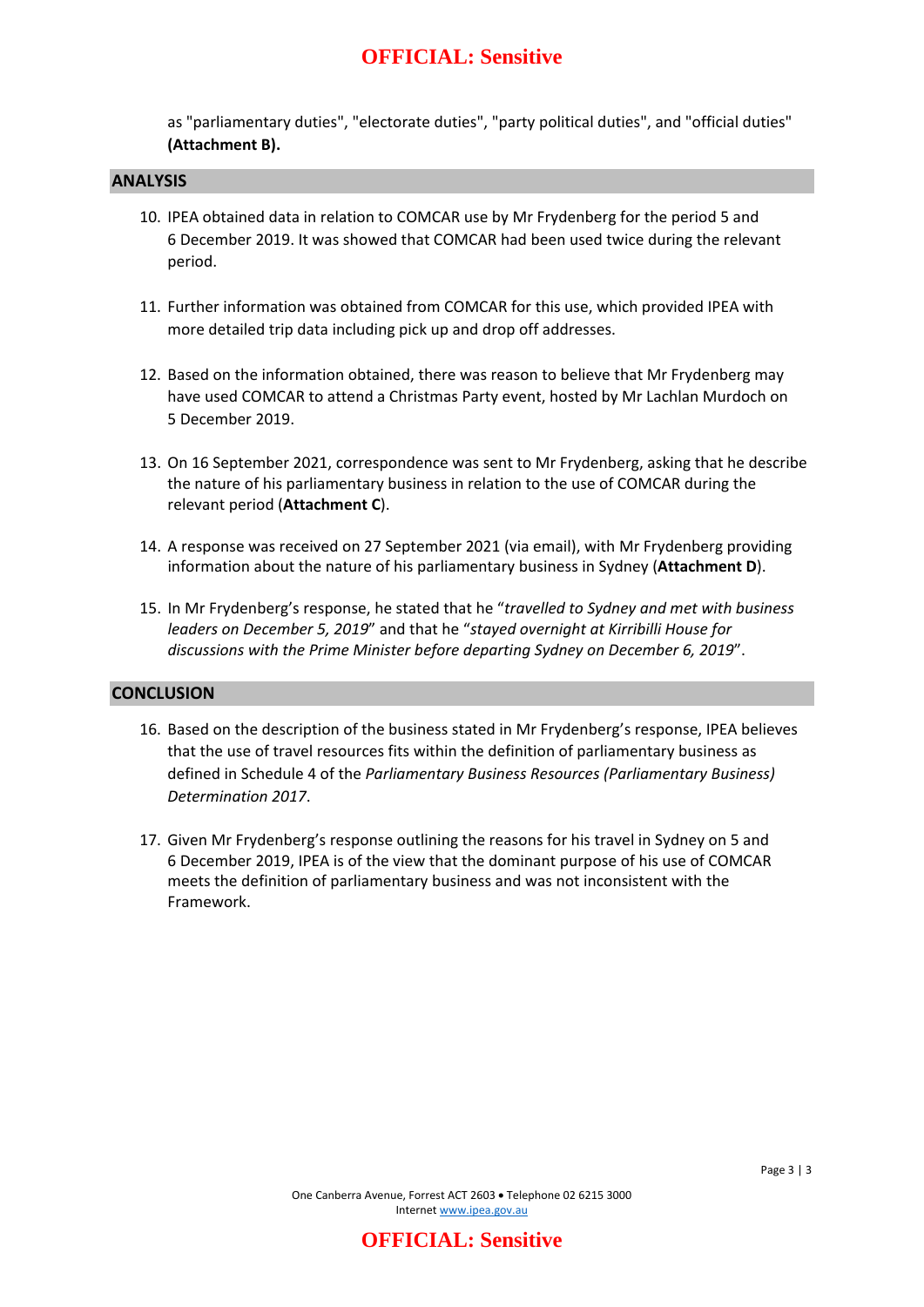as "parliamentary duties", "electorate duties", "party political duties", and "official duties" **(Attachment B).**

## ANALYSIS

10. IPEA obtained data in relation to COMCAR use by Mr Frydenberg for the period 5 and 6 December 2019. It was showed that COMCAR had been used twice during the relevant period.

11. Further information was obtained from COMCAR for this use, which provided IPEA with more detailed trip data including pick up and drop off addresses.

12. Based on the information obtained, there was reason to believe that Mr Frydenberg may have used COMCAR to attend a Christmas Party event, hosted by Mr Lachlan Murdoch on 5 December 2019.

13. On 16 September 2021, correspondence was sent to Mr Frydenberg, asking that he describe the nature of his parliamentary business in relation to the use of COMCAR during the relevant period (**Attachment C**).

14. A response was received on 27 September 2021 (via email), with Mr Frydenberg providing information about the nature of his parliamentary business in Sydney (**Attachment D**).

15. In Mr Frydenberg's response, he stated that he "*travelled to Sydney and met with business leaders on December 5, 2019*" and that he "*stayed overnight at Kirribilli House for discussions with the Prime Minister before departing Sydney on December 6, 2019*".

## CONCLUSION

16. Based on the description of the business stated in Mr Frydenberg's response, IPEA believes that the use of travel resources fits within the definition of parliamentary business as defined in Schedule 4 of the *Parliamentary Business Resources (Parliamentary Business) Determination 2017*.

17. Given Mr Frydenberg's response outlining the reasons for his travel in Sydney on 5 and 6 December 2019, IPEA is of the view that the dominant purpose of his use of COMCAR meets the definition of parliamentary business and was not inconsistent with the Framework.